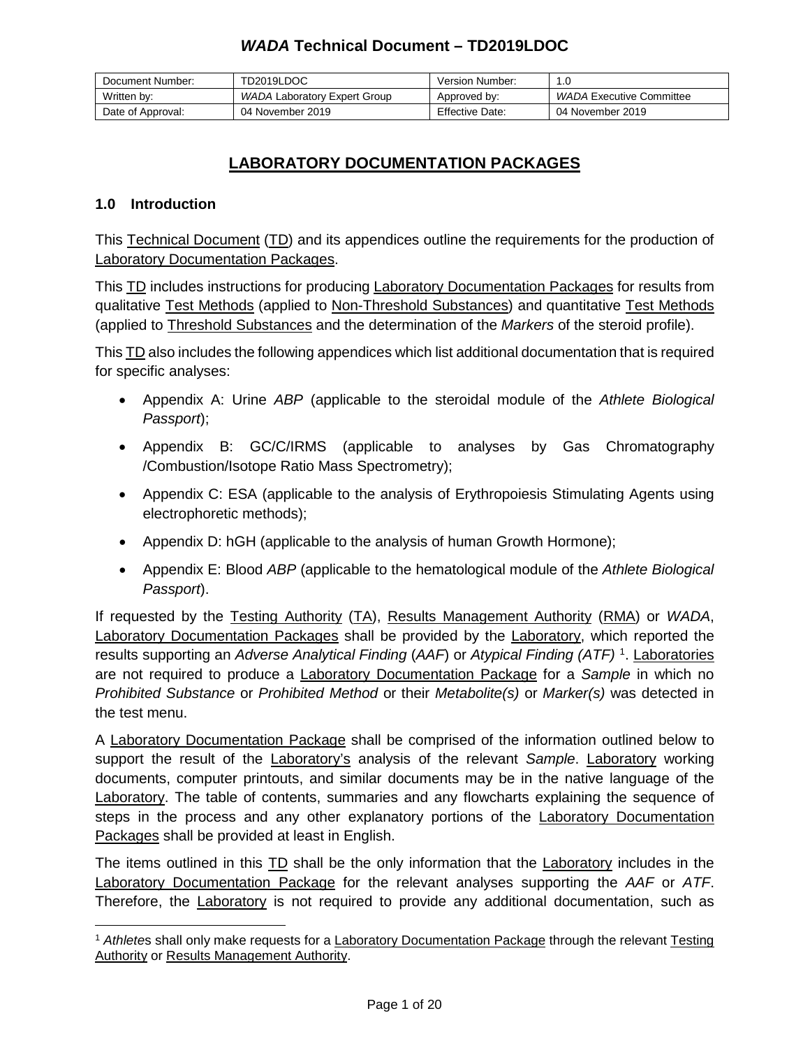# *WADA* Technical Document – TD2019LDOC

| Document Number: | TD2019LDOC | Version Number: | 1.0 |
|---|---|---|---|
| Written by: | *WADA* Laboratory Expert Group | Approved by: | *WADA* Executive Committee |
| Date of Approval: | 04 November 2019 | Effective Date: | 04 November 2019 |

## LABORATORY DOCUMENTATION PACKAGES

### 1.0 Introduction

This Technical Document (TD) and its appendices outline the requirements for the production of Laboratory Documentation Packages.

This TD includes instructions for producing Laboratory Documentation Packages for results from qualitative Test Methods (applied to Non-Threshold Substances) and quantitative Test Methods (applied to Threshold Substances and the determination of the *Markers* of the steroid profile).

This TD also includes the following appendices which list additional documentation that is required for specific analyses:

- Appendix A: Urine *ABP* (applicable to the steroidal module of the *Athlete Biological Passport*);
- Appendix B: GC/C/IRMS (applicable to analyses by Gas Chromatography /Combustion/Isotope Ratio Mass Spectrometry);
- Appendix C: ESA (applicable to the analysis of Erythropoiesis Stimulating Agents using electrophoretic methods);
- Appendix D: hGH (applicable to the analysis of human Growth Hormone);
- Appendix E: Blood *ABP* (applicable to the hematological module of the *Athlete Biological Passport*).

If requested by the Testing Authority (TA), Results Management Authority (RMA) or *WADA*, Laboratory Documentation Packages shall be provided by the Laboratory, which reported the results supporting an *Adverse Analytical Finding* (*AAF*) or *Atypical Finding (ATF)* [1]. Laboratories are not required to produce a Laboratory Documentation Package for a *Sample* in which no *Prohibited Substance* or *Prohibited Method* or their *Metabolite(s)* or *Marker(s)* was detected in the test menu.

A Laboratory Documentation Package shall be comprised of the information outlined below to support the result of the Laboratory's analysis of the relevant *Sample*. Laboratory working documents, computer printouts, and similar documents may be in the native language of the Laboratory. The table of contents, summaries and any flowcharts explaining the sequence of steps in the process and any other explanatory portions of the Laboratory Documentation Packages shall be provided at least in English.

The items outlined in this TD shall be the only information that the Laboratory includes in the Laboratory Documentation Package for the relevant analyses supporting the *AAF* or *ATF*. Therefore, the Laboratory is not required to provide any additional documentation, such as

[1] *Athletes* shall only make requests for a Laboratory Documentation Package through the relevant Testing Authority or Results Management Authority.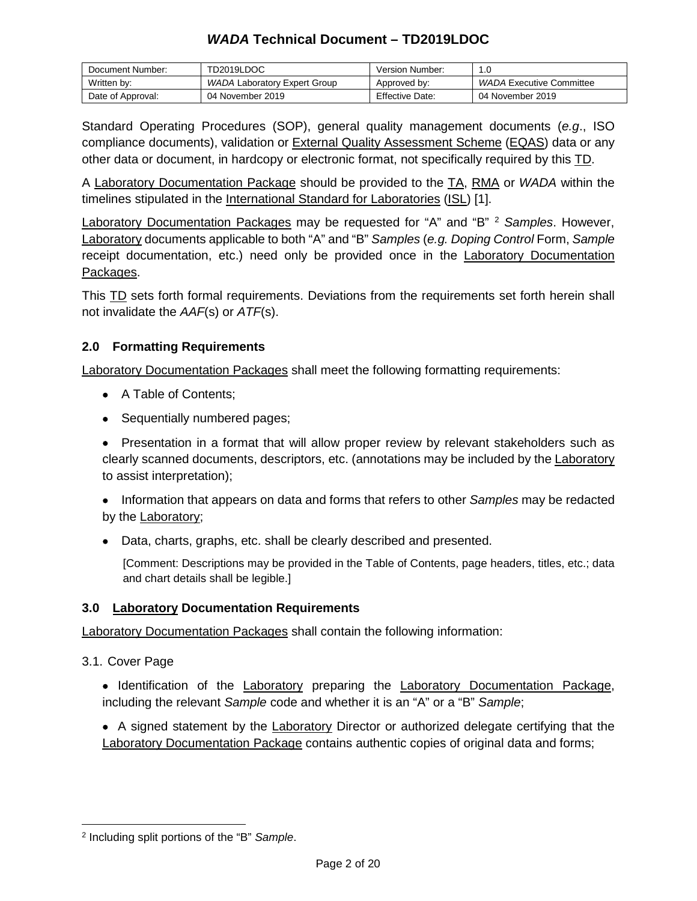| Document Number: | TD2019LDOC | Version Number: | 1.0 |
|---|---|---|---|
| Written by: | *WADA* Laboratory Expert Group | Approved by: | *WADA* Executive Committee |
| Date of Approval: | 04 November 2019 | Effective Date: | 04 November 2019 |

Standard Operating Procedures (SOP), general quality management documents (*e.g*., ISO compliance documents), validation or External Quality Assessment Scheme (EQAS) data or any other data or document, in hardcopy or electronic format, not specifically required by this TD.

A Laboratory Documentation Package should be provided to the TA, RMA or *WADA* within the timelines stipulated in the International Standard for Laboratories (ISL) [1].

Laboratory Documentation Packages may be requested for "A" and "B" [2] *Samples*. However, Laboratory documents applicable to both "A" and "B" *Samples* (*e.g. Doping Control* Form, *Sample* receipt documentation, etc.) need only be provided once in the Laboratory Documentation Packages.

This TD sets forth formal requirements. Deviations from the requirements set forth herein shall not invalidate the *AAF*(s) or *ATF*(s).

### 2.0 Formatting Requirements

Laboratory Documentation Packages shall meet the following formatting requirements:

- A Table of Contents;
- Sequentially numbered pages;
- Presentation in a format that will allow proper review by relevant stakeholders such as clearly scanned documents, descriptors, etc. (annotations may be included by the Laboratory to assist interpretation);
- Information that appears on data and forms that refers to other *Samples* may be redacted by the Laboratory;
- Data, charts, graphs, etc. shall be clearly described and presented.

  [Comment: Descriptions may be provided in the Table of Contents, page headers, titles, etc.; data and chart details shall be legible.]

### 3.0 Laboratory Documentation Requirements

Laboratory Documentation Packages shall contain the following information:

3.1. Cover Page

- Identification of the Laboratory preparing the Laboratory Documentation Package, including the relevant *Sample* code and whether it is an "A" or a "B" *Sample*;
- A signed statement by the Laboratory Director or authorized delegate certifying that the Laboratory Documentation Package contains authentic copies of original data and forms;

[2] Including split portions of the "B" *Sample*.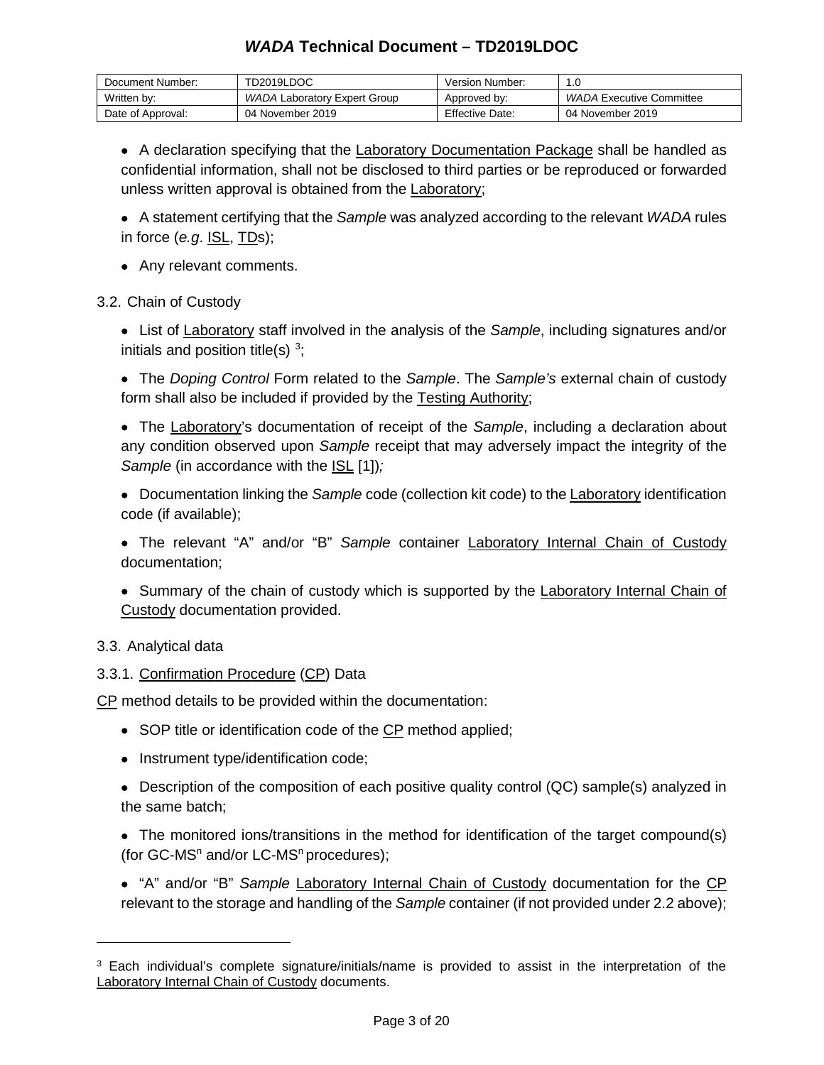- A declaration specifying that the Laboratory Documentation Package shall be handled as confidential information, shall not be disclosed to third parties or be reproduced or forwarded unless written approval is obtained from the Laboratory;
- A statement certifying that the *Sample* was analyzed according to the relevant *WADA* rules in force (*e.g*. ISL, TDs);
- Any relevant comments.

3.2. Chain of Custody

- List of Laboratory staff involved in the analysis of the *Sample*, including signatures and/or initials and position title(s) [3];
- The *Doping Control* Form related to the *Sample*. The *Sample's* external chain of custody form shall also be included if provided by the Testing Authority;
- The Laboratory's documentation of receipt of the *Sample*, including a declaration about any condition observed upon *Sample* receipt that may adversely impact the integrity of the *Sample* (in accordance with the ISL [1]);
- Documentation linking the *Sample* code (collection kit code) to the Laboratory identification code (if available);
- The relevant "A" and/or "B" *Sample* container Laboratory Internal Chain of Custody documentation;
- Summary of the chain of custody which is supported by the Laboratory Internal Chain of Custody documentation provided.

3.3. Analytical data

3.3.1. Confirmation Procedure (CP) Data

CP method details to be provided within the documentation:

- SOP title or identification code of the CP method applied;
- Instrument type/identification code;
- Description of the composition of each positive quality control (QC) sample(s) analyzed in the same batch;
- The monitored ions/transitions in the method for identification of the target compound(s) (for GC-$MS^n$ and/or LC-$MS^n$ procedures);
- "A" and/or "B" *Sample* Laboratory Internal Chain of Custody documentation for the CP relevant to the storage and handling of the *Sample* container (if not provided under 2.2 above);

[3] Each individual's complete signature/initials/name is provided to assist in the interpretation of the Laboratory Internal Chain of Custody documents.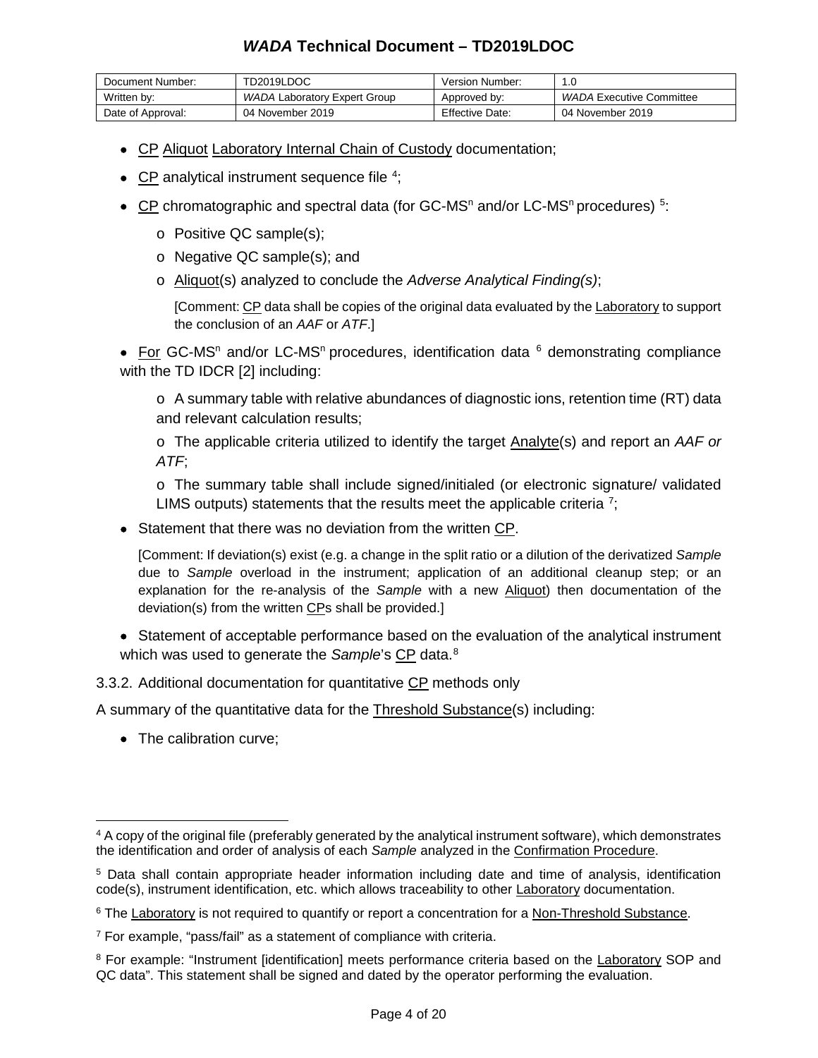- CP Aliquot Laboratory Internal Chain of Custody documentation;
- CP analytical instrument sequence file [4];
- CP chromatographic and spectral data (for GC-MS$^n$ and/or LC-MS$^n$ procedures) [5]:
  - Positive QC sample(s);
  - Negative QC sample(s); and
  - Aliquot(s) analyzed to conclude the *Adverse Analytical Finding(s)*;

    [Comment: CP data shall be copies of the original data evaluated by the Laboratory to support the conclusion of an *AAF* or *ATF*.]

- For GC-MS$^n$ and/or LC-MS$^n$ procedures, identification data [6] demonstrating compliance with the TD IDCR [2] including:
  - A summary table with relative abundances of diagnostic ions, retention time (RT) data and relevant calculation results;
  - The applicable criteria utilized to identify the target Analyte(s) and report an *AAF or ATF*;
  - The summary table shall include signed/initialed (or electronic signature/ validated LIMS outputs) statements that the results meet the applicable criteria [7];
- Statement that there was no deviation from the written CP.

  [Comment: If deviation(s) exist (e.g. a change in the split ratio or a dilution of the derivatized *Sample* due to *Sample* overload in the instrument; application of an additional cleanup step; or an explanation for the re-analysis of the *Sample* with a new Aliquot) then documentation of the deviation(s) from the written CPs shall be provided.]

- Statement of acceptable performance based on the evaluation of the analytical instrument which was used to generate the *Sample*'s CP data.[8]

3.3.2. Additional documentation for quantitative CP methods only

A summary of the quantitative data for the Threshold Substance(s) including:

- The calibration curve;

---

[4] A copy of the original file (preferably generated by the analytical instrument software), which demonstrates the identification and order of analysis of each *Sample* analyzed in the Confirmation Procedure.

[5] Data shall contain appropriate header information including date and time of analysis, identification code(s), instrument identification, etc. which allows traceability to other Laboratory documentation.

[6] The Laboratory is not required to quantify or report a concentration for a Non-Threshold Substance.

[7] For example, "pass/fail" as a statement of compliance with criteria.

[8] For example: "Instrument [identification] meets performance criteria based on the Laboratory SOP and QC data". This statement shall be signed and dated by the operator performing the evaluation.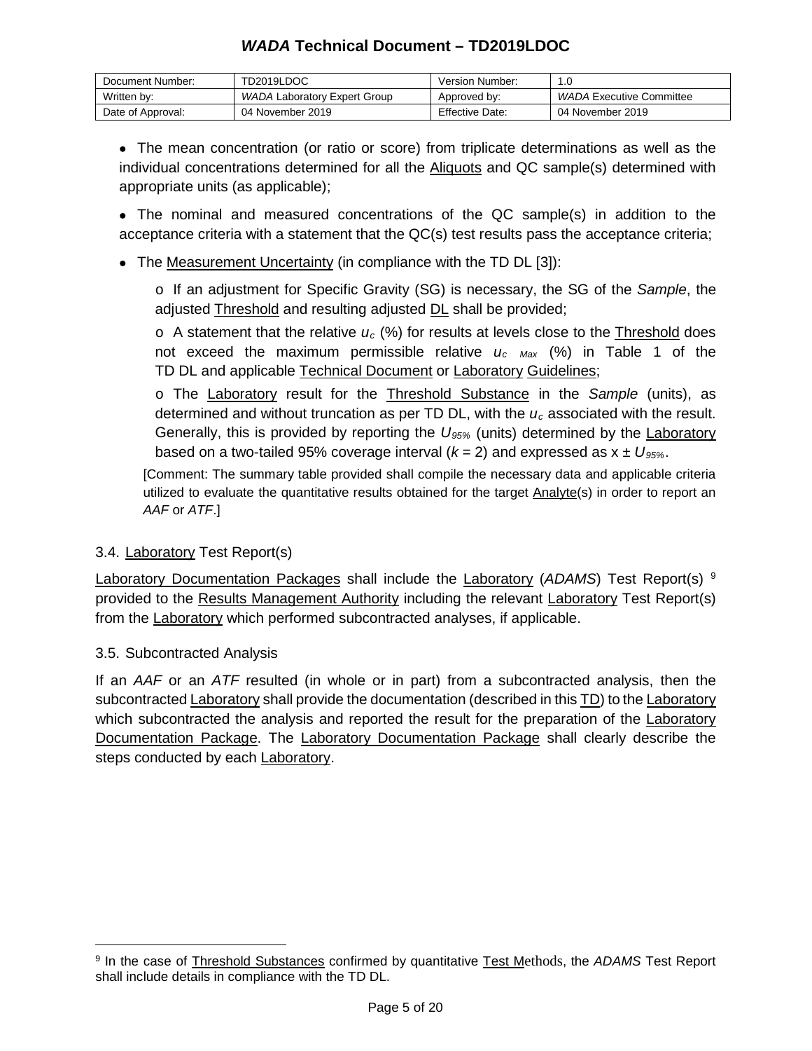- The mean concentration (or ratio or score) from triplicate determinations as well as the individual concentrations determined for all the Aliquots and QC sample(s) determined with appropriate units (as applicable);

- The nominal and measured concentrations of the QC sample(s) in addition to the acceptance criteria with a statement that the QC(s) test results pass the acceptance criteria;

- The Measurement Uncertainty (in compliance with the TD DL [3]):

  - If an adjustment for Specific Gravity (SG) is necessary, the SG of the *Sample*, the adjusted Threshold and resulting adjusted DL shall be provided;

  - A statement that the relative $u_c$ (%) for results at levels close to the Threshold does not exceed the maximum permissible relative $u_{c\ Max}$ (%) in Table 1 of the TD DL and applicable Technical Document or Laboratory Guidelines;

  - The Laboratory result for the Threshold Substance in the *Sample* (units), as determined and without truncation as per TD DL, with the $u_c$ associated with the result. Generally, this is provided by reporting the $U_{95\%}$ (units) determined by the Laboratory based on a two-tailed 95% coverage interval ($k = 2$) and expressed as $x \pm U_{95\%}$.

  [Comment: The summary table provided shall compile the necessary data and applicable criteria utilized to evaluate the quantitative results obtained for the target Analyte(s) in order to report an *AAF* or *ATF*.]

### 3.4. Laboratory Test Report(s)

Laboratory Documentation Packages shall include the Laboratory (*ADAMS*) Test Report(s) [9] provided to the Results Management Authority including the relevant Laboratory Test Report(s) from the Laboratory which performed subcontracted analyses, if applicable.

### 3.5. Subcontracted Analysis

If an *AAF* or an *ATF* resulted (in whole or in part) from a subcontracted analysis, then the subcontracted Laboratory shall provide the documentation (described in this TD) to the Laboratory which subcontracted the analysis and reported the result for the preparation of the Laboratory Documentation Package. The Laboratory Documentation Package shall clearly describe the steps conducted by each Laboratory.

---

[9] In the case of Threshold Substances confirmed by quantitative Test Methods, the *ADAMS* Test Report shall include details in compliance with the TD DL.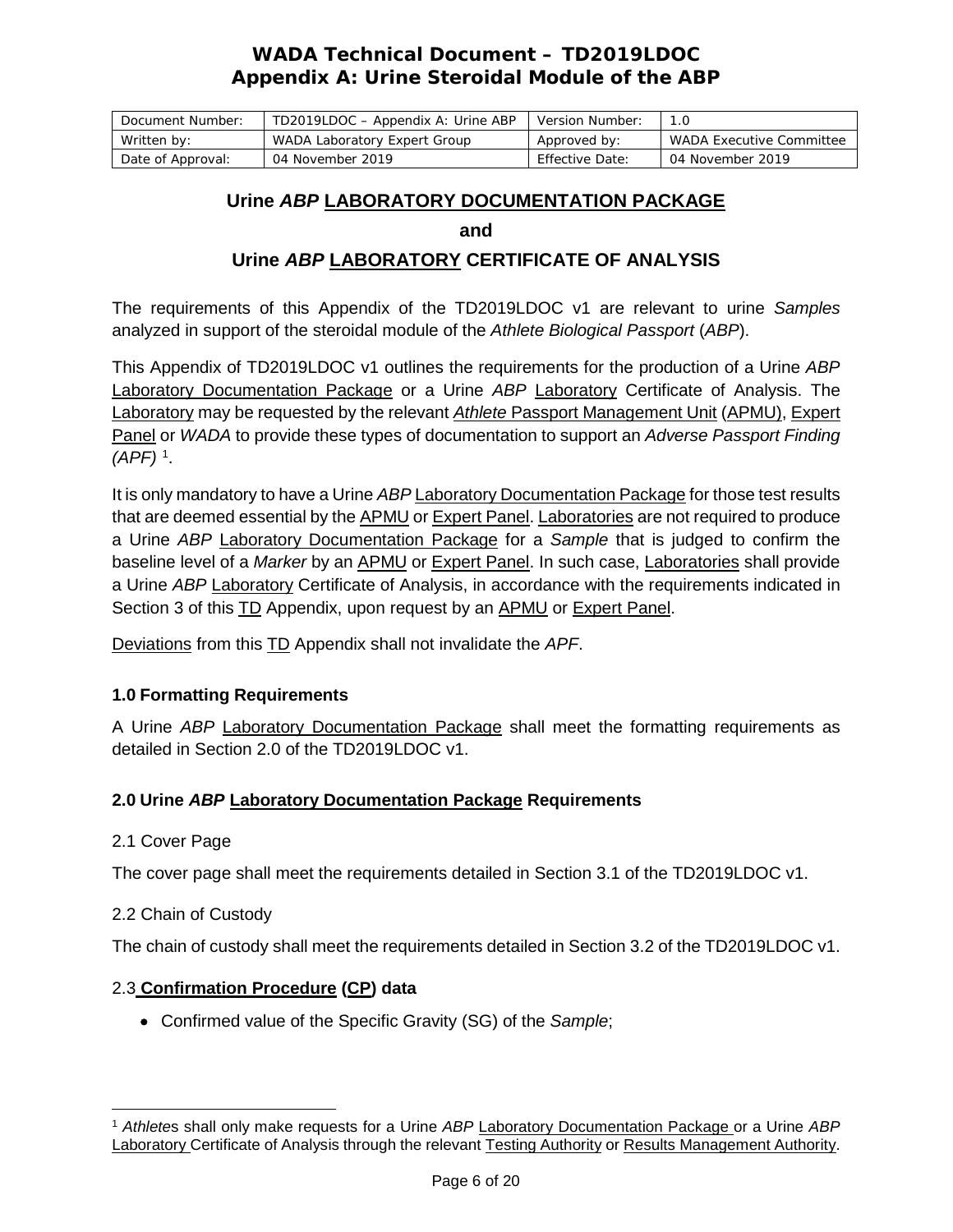# WADA Technical Document – TD2019LDOC
# Appendix A: Urine Steroidal Module of the ABP

| Document Number: | TD2019LDOC – Appendix A: Urine ABP | Version Number: | 1.0 |
|---|---|---|---|
| Written by: | WADA Laboratory Expert Group | Approved by: | WADA Executive Committee |
| Date of Approval: | 04 November 2019 | Effective Date: | 04 November 2019 |

## Urine *ABP* LABORATORY DOCUMENTATION PACKAGE

## and

## Urine *ABP* LABORATORY CERTIFICATE OF ANALYSIS

The requirements of this Appendix of the TD2019LDOC v1 are relevant to urine *Samples* analyzed in support of the steroidal module of the *Athlete Biological Passport* (*ABP*).

This Appendix of TD2019LDOC v1 outlines the requirements for the production of a Urine *ABP* Laboratory Documentation Package or a Urine *ABP* Laboratory Certificate of Analysis. The Laboratory may be requested by the relevant *Athlete* Passport Management Unit (APMU), Expert Panel or *WADA* to provide these types of documentation to support an *Adverse Passport Finding (APF)* [1].

It is only mandatory to have a Urine *ABP* Laboratory Documentation Package for those test results that are deemed essential by the APMU or Expert Panel. Laboratories are not required to produce a Urine *ABP* Laboratory Documentation Package for a *Sample* that is judged to confirm the baseline level of a *Marker* by an APMU or Expert Panel. In such case, Laboratories shall provide a Urine *ABP* Laboratory Certificate of Analysis, in accordance with the requirements indicated in Section 3 of this TD Appendix, upon request by an APMU or Expert Panel.

Deviations from this TD Appendix shall not invalidate the *APF*.

### 1.0 Formatting Requirements

A Urine *ABP* Laboratory Documentation Package shall meet the formatting requirements as detailed in Section 2.0 of the TD2019LDOC v1.

### 2.0 Urine *ABP* Laboratory Documentation Package Requirements

#### 2.1 Cover Page

The cover page shall meet the requirements detailed in Section 3.1 of the TD2019LDOC v1.

#### 2.2 Chain of Custody

The chain of custody shall meet the requirements detailed in Section 3.2 of the TD2019LDOC v1.

#### 2.3 **Confirmation Procedure (CP) data**

- Confirmed value of the Specific Gravity (SG) of the *Sample*;

[1] *Athletes* shall only make requests for a Urine *ABP* Laboratory Documentation Package or a Urine *ABP* Laboratory Certificate of Analysis through the relevant Testing Authority or Results Management Authority.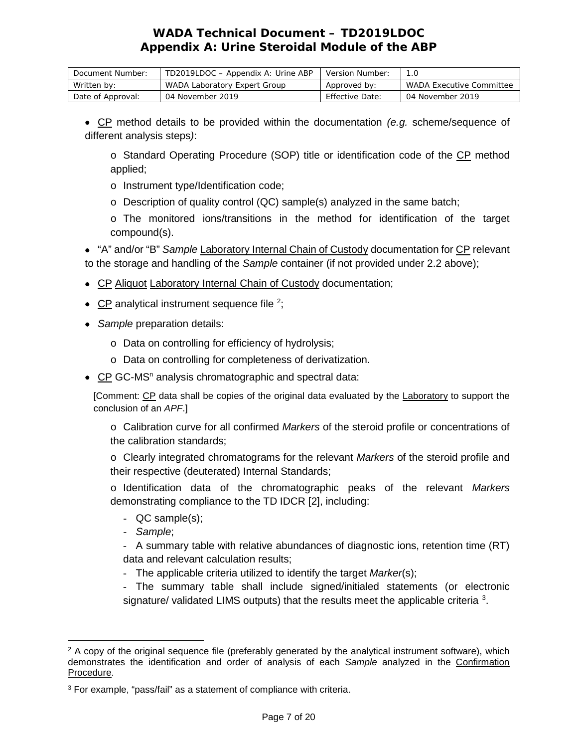- CP method details to be provided within the documentation *(e.g.* scheme/sequence of different analysis steps*)*:

    - Standard Operating Procedure (SOP) title or identification code of the CP method applied;
    - Instrument type/Identification code;
    - Description of quality control (QC) sample(s) analyzed in the same batch;
    - The monitored ions/transitions in the method for identification of the target compound(s).

- "A" and/or "B" *Sample* Laboratory Internal Chain of Custody documentation for CP relevant to the storage and handling of the *Sample* container (if not provided under 2.2 above);
- CP Aliquot Laboratory Internal Chain of Custody documentation;
- CP analytical instrument sequence file [2];
- *Sample* preparation details:
    - Data on controlling for efficiency of hydrolysis;
    - Data on controlling for completeness of derivatization.
- CP GC-$MS^n$ analysis chromatographic and spectral data:

  [Comment: CP data shall be copies of the original data evaluated by the Laboratory to support the conclusion of an *APF*.]

    - Calibration curve for all confirmed *Markers* of the steroid profile or concentrations of the calibration standards;
    - Clearly integrated chromatograms for the relevant *Markers* of the steroid profile and their respective (deuterated) Internal Standards;
    - Identification data of the chromatographic peaks of the relevant *Markers* demonstrating compliance to the TD IDCR [2], including:
        - QC sample(s);
        - *Sample*;
        - A summary table with relative abundances of diagnostic ions, retention time (RT) data and relevant calculation results;
        - The applicable criteria utilized to identify the target *Marker*(s);
        - The summary table shall include signed/initialed statements (or electronic signature/ validated LIMS outputs) that the results meet the applicable criteria [3].

---

[2] A copy of the original sequence file (preferably generated by the analytical instrument software), which demonstrates the identification and order of analysis of each *Sample* analyzed in the Confirmation Procedure.

[3] For example, "pass/fail" as a statement of compliance with criteria.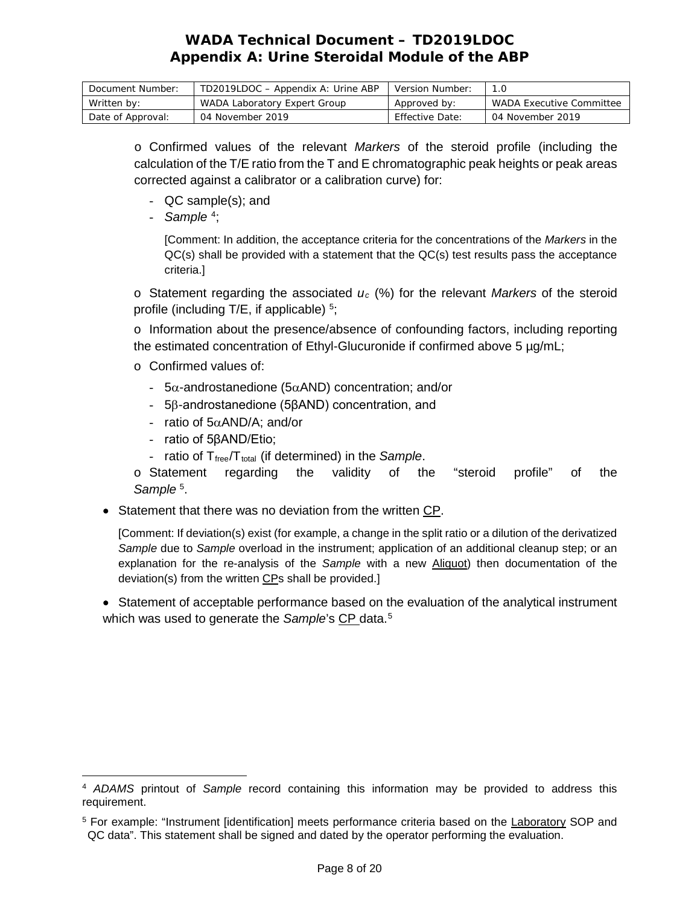- Confirmed values of the relevant *Markers* of the steroid profile (including the calculation of the T/E ratio from the T and E chromatographic peak heights or peak areas corrected against a calibrator or a calibration curve) for:
    - QC sample(s); and
    - *Sample* [4];

      [Comment: In addition, the acceptance criteria for the concentrations of the *Markers* in the QC(s) shall be provided with a statement that the QC(s) test results pass the acceptance criteria.]
- Statement regarding the associated $u_c$ (%) for the relevant *Markers* of the steroid profile (including T/E, if applicable) [5];
- Information about the presence/absence of confounding factors, including reporting the estimated concentration of Ethyl-Glucuronide if confirmed above 5 µg/mL;
- Confirmed values of:
    - 5α-androstanedione (5αAND) concentration; and/or
    - 5β-androstanedione (5βAND) concentration, and
    - ratio of 5αAND/A; and/or
    - ratio of 5βAND/Etio;
    - ratio of $T_{free}/T_{total}$ (if determined) in the *Sample*.
- Statement regarding the validity of the "steroid profile" of the *Sample* [5].

- Statement that there was no deviation from the written CP.

  [Comment: If deviation(s) exist (for example, a change in the split ratio or a dilution of the derivatized *Sample* due to *Sample* overload in the instrument; application of an additional cleanup step; or an explanation for the re-analysis of the *Sample* with a new Aliquot) then documentation of the deviation(s) from the written CPs shall be provided.]

- Statement of acceptable performance based on the evaluation of the analytical instrument which was used to generate the *Sample*'s CP data.[5]

---

[4] *ADAMS* printout of *Sample* record containing this information may be provided to address this requirement.

[5] For example: "Instrument [identification] meets performance criteria based on the Laboratory SOP and QC data". This statement shall be signed and dated by the operator performing the evaluation.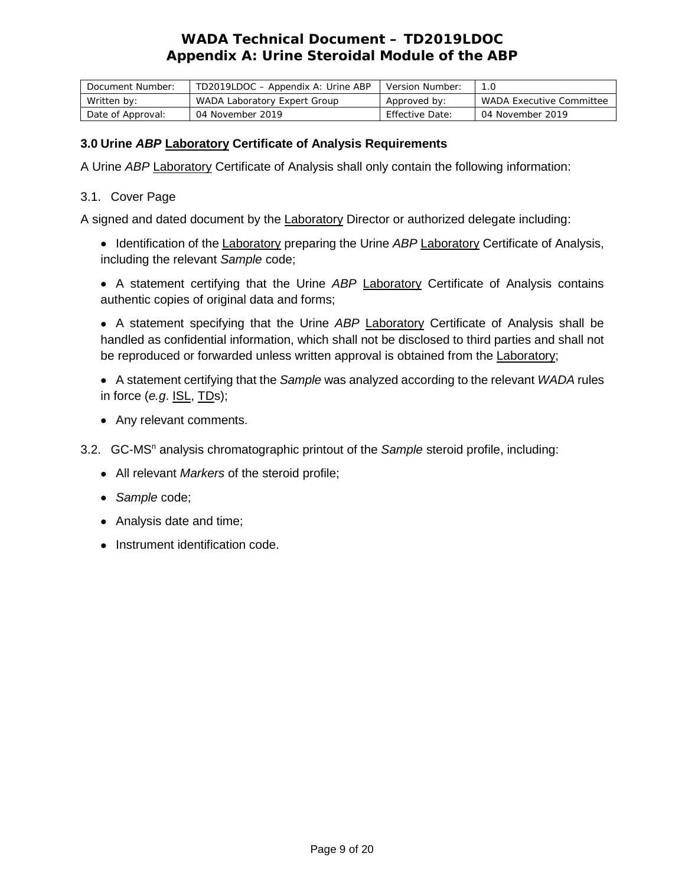### 3.0 Urine *ABP* Laboratory Certificate of Analysis Requirements

A Urine *ABP* Laboratory Certificate of Analysis shall only contain the following information:

3.1. Cover Page

A signed and dated document by the Laboratory Director or authorized delegate including:

- Identification of the Laboratory preparing the Urine *ABP* Laboratory Certificate of Analysis, including the relevant *Sample* code;
- A statement certifying that the Urine *ABP* Laboratory Certificate of Analysis contains authentic copies of original data and forms;
- A statement specifying that the Urine *ABP* Laboratory Certificate of Analysis shall be handled as confidential information, which shall not be disclosed to third parties and shall not be reproduced or forwarded unless written approval is obtained from the Laboratory;
- A statement certifying that the *Sample* was analyzed according to the relevant *WADA* rules in force (*e.g*. ISL, TDs);
- Any relevant comments.

3.2. GC-$MS^n$ analysis chromatographic printout of the *Sample* steroid profile, including:

- All relevant *Markers* of the steroid profile;
- *Sample* code;
- Analysis date and time;
- Instrument identification code.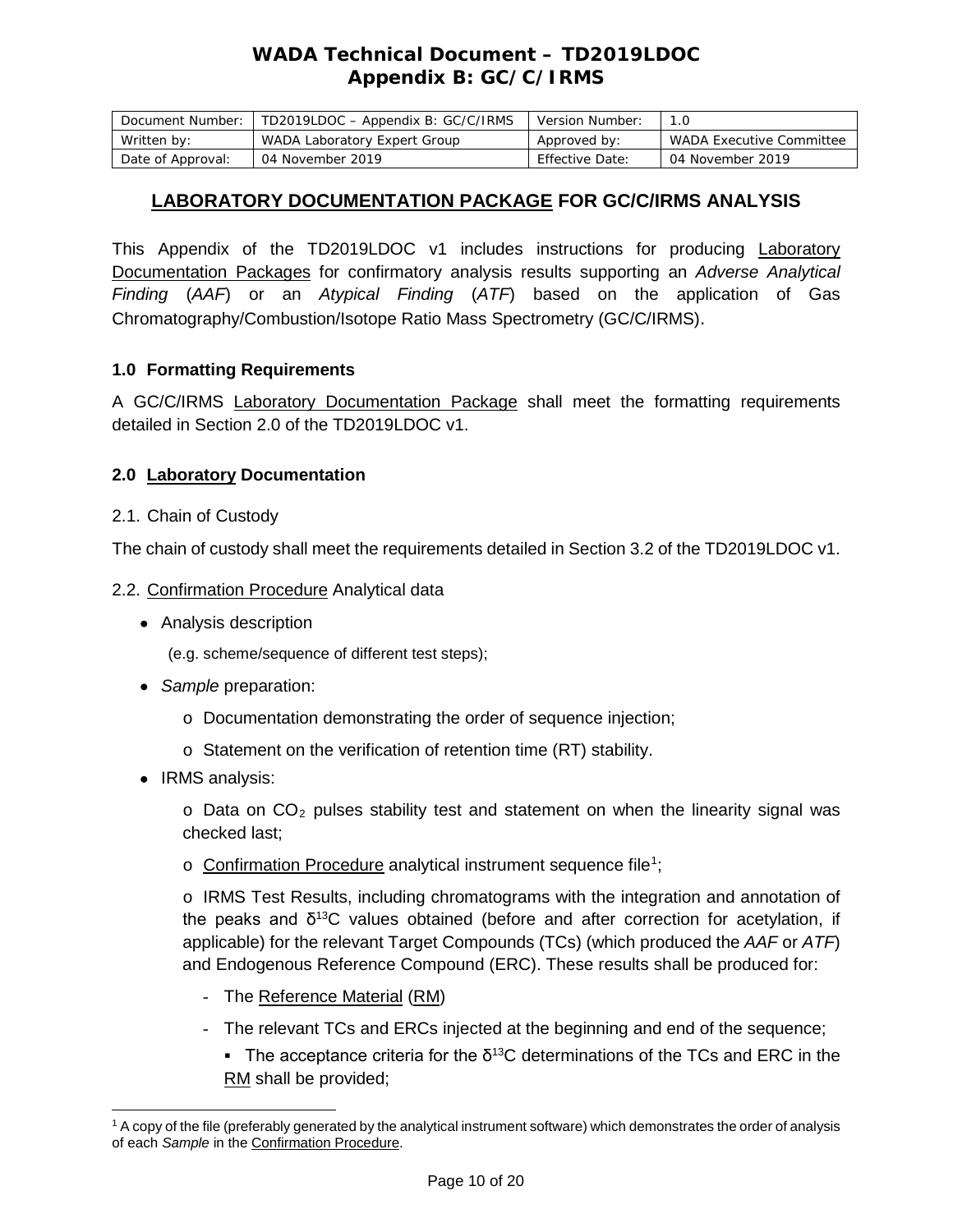# WADA Technical Document – TD2019LDOC
## Appendix B: GC/C/IRMS

| Document Number: | TD2019LDOC – Appendix B: GC/C/IRMS | Version Number: | 1.0 |
|---|---|---|---|
| Written by: | WADA Laboratory Expert Group | Approved by: | WADA Executive Committee |
| Date of Approval: | 04 November 2019 | Effective Date: | 04 November 2019 |

## LABORATORY DOCUMENTATION PACKAGE FOR GC/C/IRMS ANALYSIS

This Appendix of the TD2019LDOC v1 includes instructions for producing Laboratory Documentation Packages for confirmatory analysis results supporting an *Adverse Analytical Finding* (*AAF*) or an *Atypical Finding* (*ATF*) based on the application of Gas Chromatography/Combustion/Isotope Ratio Mass Spectrometry (GC/C/IRMS).

### 1.0 Formatting Requirements

A GC/C/IRMS Laboratory Documentation Package shall meet the formatting requirements detailed in Section 2.0 of the TD2019LDOC v1.

### 2.0 Laboratory Documentation

2.1. Chain of Custody

The chain of custody shall meet the requirements detailed in Section 3.2 of the TD2019LDOC v1.

2.2. Confirmation Procedure Analytical data

- Analysis description

  (e.g. scheme/sequence of different test steps);

- *Sample* preparation:
  - o Documentation demonstrating the order of sequence injection;
  - o Statement on the verification of retention time (RT) stability.

- IRMS analysis:
  - o Data on $CO_2$ pulses stability test and statement on when the linearity signal was checked last;
  - o Confirmation Procedure analytical instrument sequence file[1];
  - o IRMS Test Results, including chromatograms with the integration and annotation of the peaks and $\delta^{13}C$ values obtained (before and after correction for acetylation, if applicable) for the relevant Target Compounds (TCs) (which produced the *AAF* or *ATF*) and Endogenous Reference Compound (ERC). These results shall be produced for:
    - The Reference Material (RM)
    - The relevant TCs and ERCs injected at the beginning and end of the sequence;
      - The acceptance criteria for the $\delta^{13}C$ determinations of the TCs and ERC in the RM shall be provided;

[1] A copy of the file (preferably generated by the analytical instrument software) which demonstrates the order of analysis of each *Sample* in the Confirmation Procedure.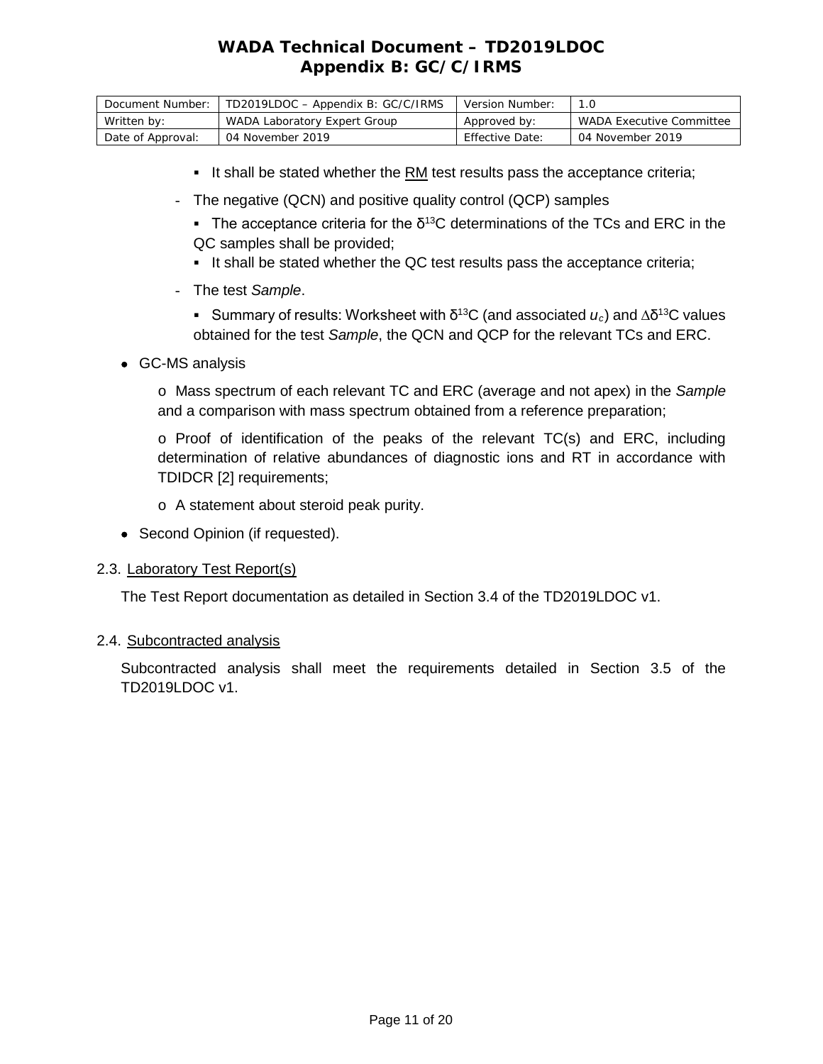- It shall be stated whether the <u>RM</u> test results pass the acceptance criteria;
  - The negative (QCN) and positive quality control (QCP) samples
    - The acceptance criteria for the $\delta^{13}C$ determinations of the TCs and ERC in the QC samples shall be provided;
    - It shall be stated whether the QC test results pass the acceptance criteria;
  - The test *Sample*.
    - Summary of results: Worksheet with $\delta^{13}C$ (and associated $u_c$) and $\Delta\delta^{13}C$ values obtained for the test *Sample*, the QCN and QCP for the relevant TCs and ERC.
- GC-MS analysis
  - Mass spectrum of each relevant TC and ERC (average and not apex) in the *Sample* and a comparison with mass spectrum obtained from a reference preparation;
  - Proof of identification of the peaks of the relevant TC(s) and ERC, including determination of relative abundances of diagnostic ions and RT in accordance with TDIDCR [2] requirements;
  - A statement about steroid peak purity.
- Second Opinion (if requested).

### 2.3. Laboratory Test Report(s)

The Test Report documentation as detailed in Section 3.4 of the TD2019LDOC v1.

### 2.4. Subcontracted analysis

Subcontracted analysis shall meet the requirements detailed in Section 3.5 of the TD2019LDOC v1.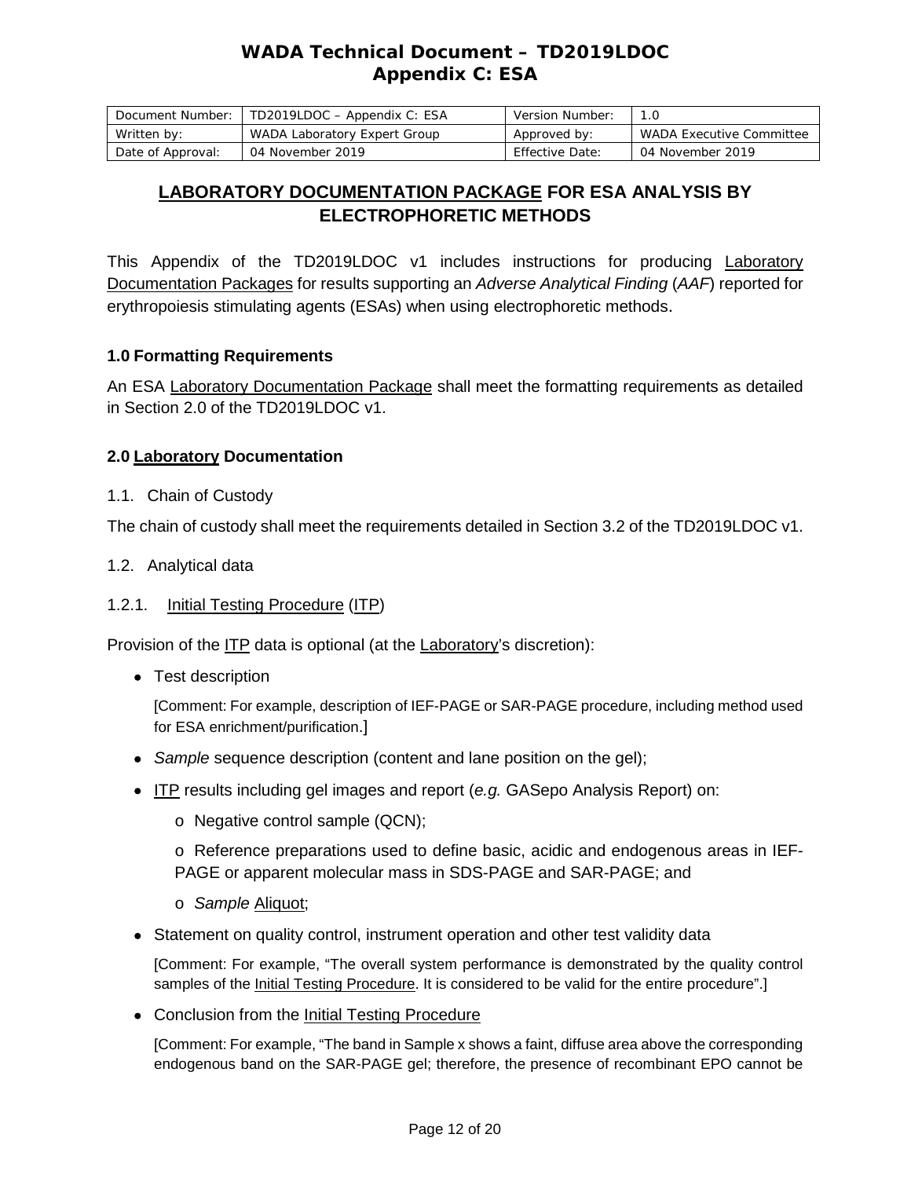# WADA Technical Document – TD2019LDOC
# Appendix C: ESA

| Document Number: | TD2019LDOC – Appendix C: ESA | Version Number: | 1.0 |
|---|---|---|---|
| Written by: | WADA Laboratory Expert Group | Approved by: | WADA Executive Committee |
| Date of Approval: | 04 November 2019 | Effective Date: | 04 November 2019 |

## LABORATORY DOCUMENTATION PACKAGE FOR ESA ANALYSIS BY ELECTROPHORETIC METHODS

This Appendix of the TD2019LDOC v1 includes instructions for producing Laboratory Documentation Packages for results supporting an *Adverse Analytical Finding* (*AAF*) reported for erythropoiesis stimulating agents (ESAs) when using electrophoretic methods.

### 1.0 Formatting Requirements

An ESA Laboratory Documentation Package shall meet the formatting requirements as detailed in Section 2.0 of the TD2019LDOC v1.

### 2.0 Laboratory Documentation

1.1. Chain of Custody

The chain of custody shall meet the requirements detailed in Section 3.2 of the TD2019LDOC v1.

1.2. Analytical data

1.2.1. Initial Testing Procedure (ITP)

Provision of the ITP data is optional (at the Laboratory's discretion):

- Test description

  [Comment: For example, description of IEF-PAGE or SAR-PAGE procedure, including method used for ESA enrichment/purification.]

- *Sample* sequence description (content and lane position on the gel);
- ITP results including gel images and report (*e.g.* GASepo Analysis Report) on:
  - o Negative control sample (QCN);
  - o Reference preparations used to define basic, acidic and endogenous areas in IEF-PAGE or apparent molecular mass in SDS-PAGE and SAR-PAGE; and
  - o *Sample* Aliquot;
- Statement on quality control, instrument operation and other test validity data

  [Comment: For example, "The overall system performance is demonstrated by the quality control samples of the Initial Testing Procedure. It is considered to be valid for the entire procedure".]

- Conclusion from the Initial Testing Procedure

  [Comment: For example, "The band in Sample x shows a faint, diffuse area above the corresponding endogenous band on the SAR-PAGE gel; therefore, the presence of recombinant EPO cannot be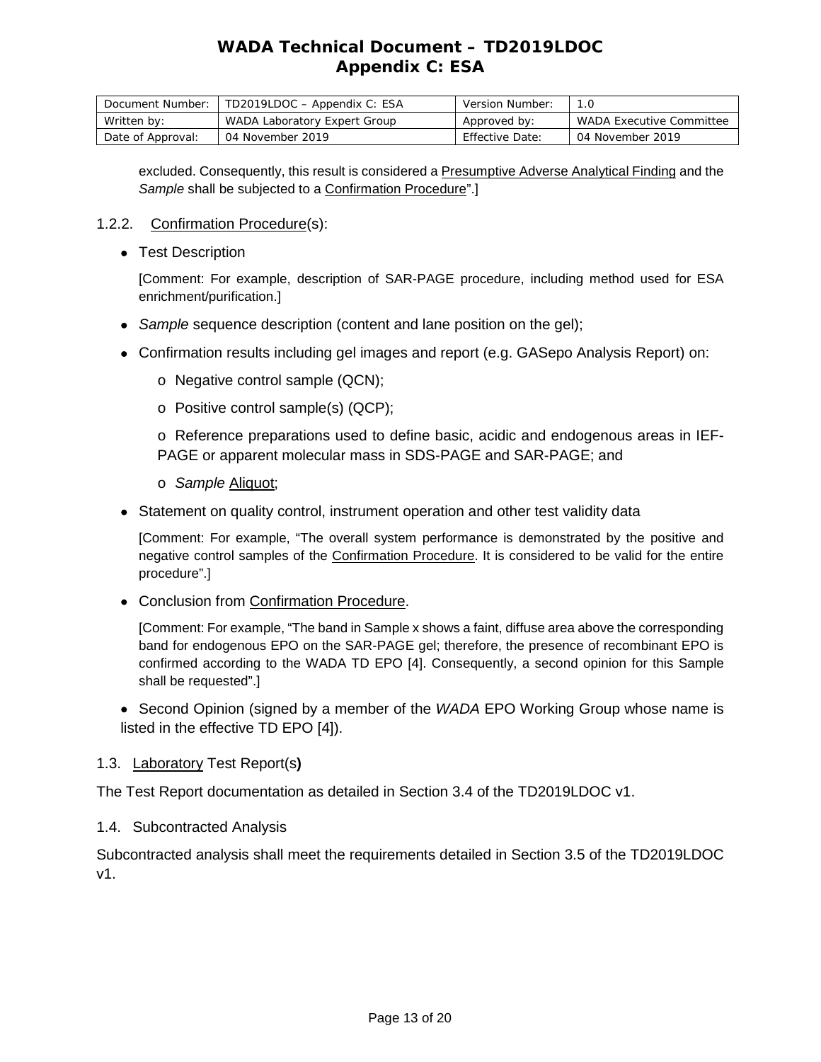excluded. Consequently, this result is considered a Presumptive Adverse Analytical Finding and the *Sample* shall be subjected to a Confirmation Procedure".]

### 1.2.2. Confirmation Procedure(s):

- Test Description

  [Comment: For example, description of SAR-PAGE procedure, including method used for ESA enrichment/purification.]

- *Sample* sequence description (content and lane position on the gel);
- Confirmation results including gel images and report (e.g. GASepo Analysis Report) on:
  - Negative control sample (QCN);
  - Positive control sample(s) (QCP);
  - Reference preparations used to define basic, acidic and endogenous areas in IEF-PAGE or apparent molecular mass in SDS-PAGE and SAR-PAGE; and
  - *Sample* Aliquot;
- Statement on quality control, instrument operation and other test validity data

  [Comment: For example, "The overall system performance is demonstrated by the positive and negative control samples of the Confirmation Procedure. It is considered to be valid for the entire procedure".]

- Conclusion from Confirmation Procedure.

  [Comment: For example, "The band in Sample x shows a faint, diffuse area above the corresponding band for endogenous EPO on the SAR-PAGE gel; therefore, the presence of recombinant EPO is confirmed according to the WADA TD EPO [4]. Consequently, a second opinion for this Sample shall be requested".]

- Second Opinion (signed by a member of the *WADA* EPO Working Group whose name is listed in the effective TD EPO [4]).

## 1.3. Laboratory Test Report(s)

The Test Report documentation as detailed in Section 3.4 of the TD2019LDOC v1.

## 1.4. Subcontracted Analysis

Subcontracted analysis shall meet the requirements detailed in Section 3.5 of the TD2019LDOC v1.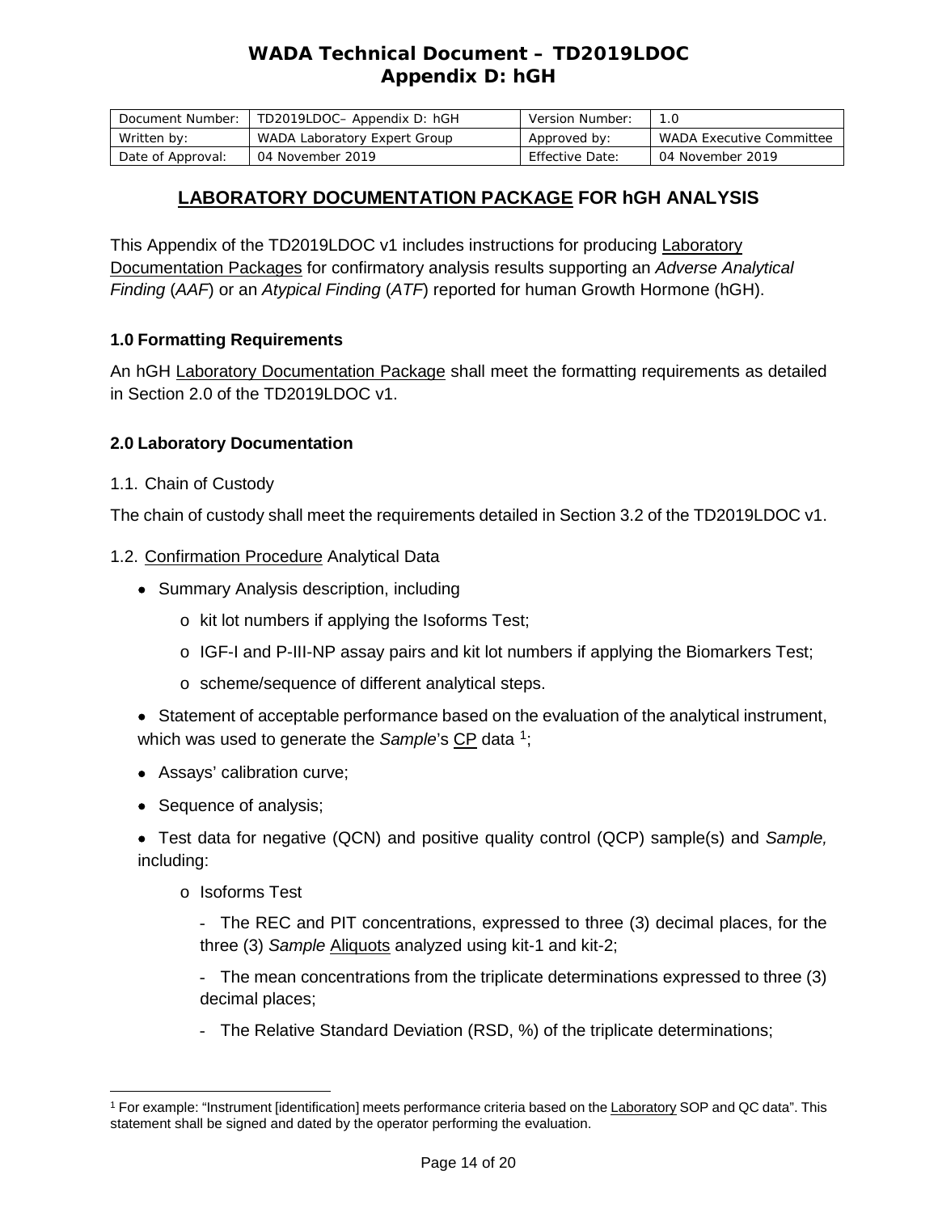# WADA Technical Document – TD2019LDOC
## Appendix D: hGH

| Document Number: | TD2019LDOC– Appendix D: hGH | Version Number: | 1.0 |
|---|---|---|---|
| Written by: | WADA Laboratory Expert Group | Approved by: | WADA Executive Committee |
| Date of Approval: | 04 November 2019 | Effective Date: | 04 November 2019 |

## LABORATORY DOCUMENTATION PACKAGE FOR hGH ANALYSIS

This Appendix of the TD2019LDOC v1 includes instructions for producing Laboratory Documentation Packages for confirmatory analysis results supporting an *Adverse Analytical Finding* (*AAF*) or an *Atypical Finding* (*ATF*) reported for human Growth Hormone (hGH).

### 1.0 Formatting Requirements

An hGH Laboratory Documentation Package shall meet the formatting requirements as detailed in Section 2.0 of the TD2019LDOC v1.

### 2.0 Laboratory Documentation

1.1. Chain of Custody

The chain of custody shall meet the requirements detailed in Section 3.2 of the TD2019LDOC v1.

1.2. Confirmation Procedure Analytical Data

- Summary Analysis description, including
  - kit lot numbers if applying the Isoforms Test;
  - IGF-I and P-III-NP assay pairs and kit lot numbers if applying the Biomarkers Test;
  - scheme/sequence of different analytical steps.
- Statement of acceptable performance based on the evaluation of the analytical instrument, which was used to generate the *Sample*'s CP data [1];
- Assays' calibration curve;
- Sequence of analysis;
- Test data for negative (QCN) and positive quality control (QCP) sample(s) and *Sample,* including:
  - Isoforms Test
    - The REC and PIT concentrations, expressed to three (3) decimal places, for the three (3) *Sample* Aliquots analyzed using kit-1 and kit-2;
    - The mean concentrations from the triplicate determinations expressed to three (3) decimal places;
    - The Relative Standard Deviation (RSD, %) of the triplicate determinations;

[1] For example: "Instrument [identification] meets performance criteria based on the Laboratory SOP and QC data". This statement shall be signed and dated by the operator performing the evaluation.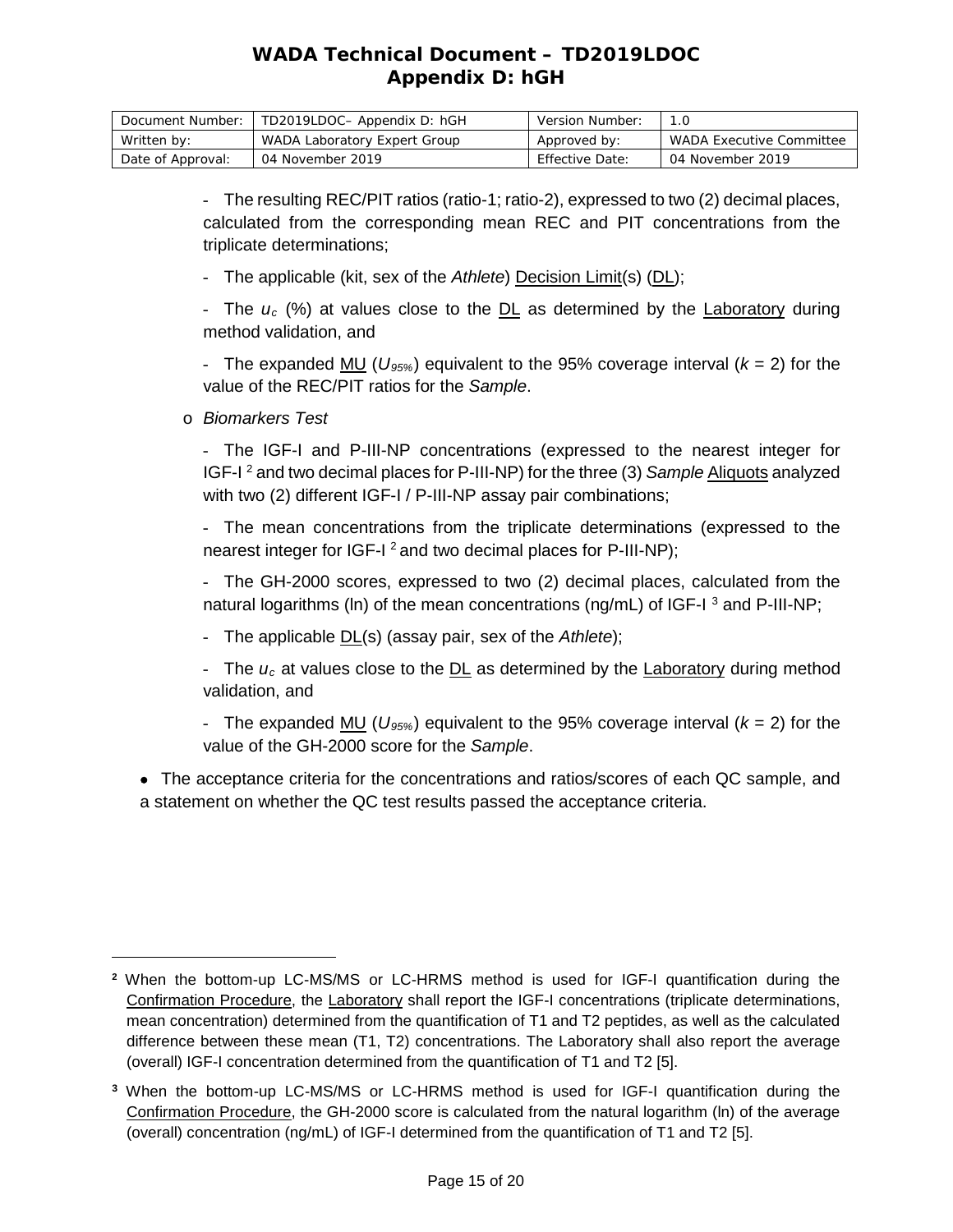- The resulting REC/PIT ratios (ratio-1; ratio-2), expressed to two (2) decimal places, calculated from the corresponding mean REC and PIT concentrations from the triplicate determinations;

- The applicable (kit, sex of the *Athlete*) Decision Limit(s) (DL);

- The $u_c$ (%) at values close to the DL as determined by the Laboratory during method validation, and

- The expanded MU ($U_{95\%}$) equivalent to the 95% coverage interval ($k$ = 2) for the value of the REC/PIT ratios for the *Sample*.

o *Biomarkers Test*

- The IGF-I and P-III-NP concentrations (expressed to the nearest integer for IGF-I [2] and two decimal places for P-III-NP) for the three (3) *Sample* Aliquots analyzed with two (2) different IGF-I / P-III-NP assay pair combinations;

- The mean concentrations from the triplicate determinations (expressed to the nearest integer for IGF-I [2] and two decimal places for P-III-NP);

- The GH-2000 scores, expressed to two (2) decimal places, calculated from the natural logarithms (ln) of the mean concentrations (ng/mL) of IGF-I [3] and P-III-NP;

- The applicable DL(s) (assay pair, sex of the *Athlete*);

- The $u_c$ at values close to the DL as determined by the Laboratory during method validation, and

- The expanded MU ($U_{95\%}$) equivalent to the 95% coverage interval ($k$ = 2) for the value of the GH-2000 score for the *Sample*.

- The acceptance criteria for the concentrations and ratios/scores of each QC sample, and a statement on whether the QC test results passed the acceptance criteria.

---

[2] When the bottom-up LC-MS/MS or LC-HRMS method is used for IGF-I quantification during the Confirmation Procedure, the Laboratory shall report the IGF-I concentrations (triplicate determinations, mean concentration) determined from the quantification of T1 and T2 peptides, as well as the calculated difference between these mean (T1, T2) concentrations. The Laboratory shall also report the average (overall) IGF-I concentration determined from the quantification of T1 and T2 [5].

[3] When the bottom-up LC-MS/MS or LC-HRMS method is used for IGF-I quantification during the Confirmation Procedure, the GH-2000 score is calculated from the natural logarithm (ln) of the average (overall) concentration (ng/mL) of IGF-I determined from the quantification of T1 and T2 [5].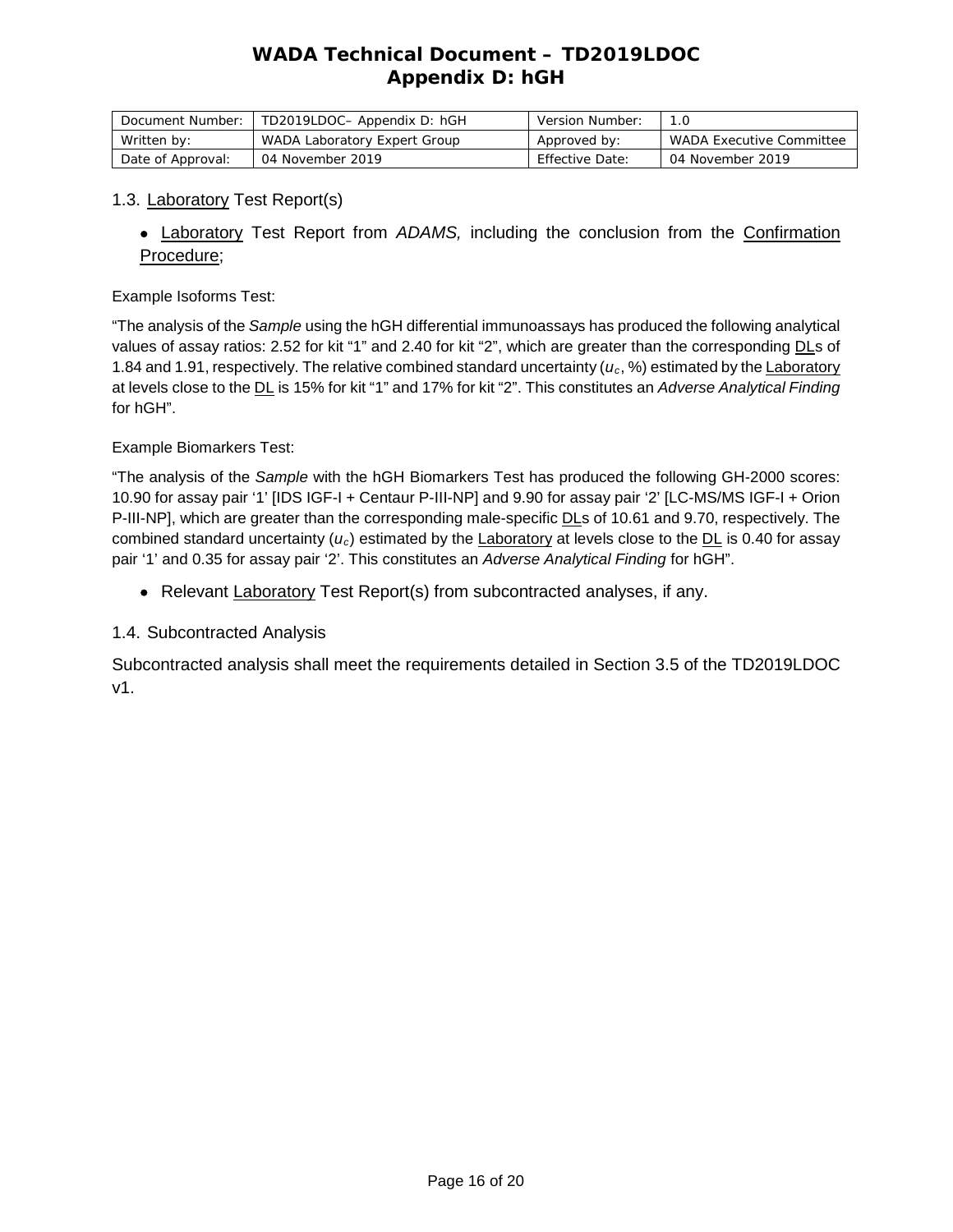### 1.3. Laboratory Test Report(s)

- Laboratory Test Report from *ADAMS,* including the conclusion from the Confirmation Procedure;

Example Isoforms Test:

"The analysis of the *Sample* using the hGH differential immunoassays has produced the following analytical values of assay ratios: 2.52 for kit "1" and 2.40 for kit "2", which are greater than the corresponding DLs of 1.84 and 1.91, respectively. The relative combined standard uncertainty ($u_c$, %) estimated by the Laboratory at levels close to the DL is 15% for kit "1" and 17% for kit "2". This constitutes an *Adverse Analytical Finding* for hGH".

Example Biomarkers Test:

"The analysis of the *Sample* with the hGH Biomarkers Test has produced the following GH-2000 scores: 10.90 for assay pair '1' [IDS IGF-I + Centaur P-III-NP] and 9.90 for assay pair '2' [LC-MS/MS IGF-I + Orion P-III-NP], which are greater than the corresponding male-specific DLs of 10.61 and 9.70, respectively. The combined standard uncertainty ($u_c$) estimated by the Laboratory at levels close to the DL is 0.40 for assay pair '1' and 0.35 for assay pair '2'. This constitutes an *Adverse Analytical Finding* for hGH".

- Relevant Laboratory Test Report(s) from subcontracted analyses, if any.

### 1.4. Subcontracted Analysis

Subcontracted analysis shall meet the requirements detailed in Section 3.5 of the TD2019LDOC v1.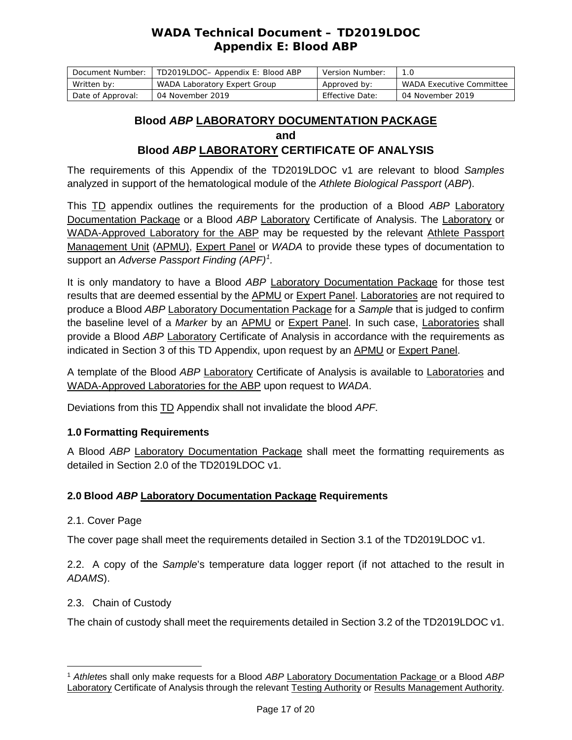# WADA Technical Document – TD2019LDOC
## Appendix E: Blood ABP

| Document Number: | TD2019LDOC– Appendix E: Blood ABP | Version Number: | 1.0 |
|---|---|---|---|
| Written by: | WADA Laboratory Expert Group | Approved by: | WADA Executive Committee |
| Date of Approval: | 04 November 2019 | Effective Date: | 04 November 2019 |

## Blood *ABP* LABORATORY DOCUMENTATION PACKAGE
## and
## Blood *ABP* LABORATORY CERTIFICATE OF ANALYSIS

The requirements of this Appendix of the TD2019LDOC v1 are relevant to blood *Samples* analyzed in support of the hematological module of the *Athlete Biological Passport* (*ABP*).

This TD appendix outlines the requirements for the production of a Blood *ABP* Laboratory Documentation Package or a Blood *ABP* Laboratory Certificate of Analysis. The Laboratory or WADA-Approved Laboratory for the ABP may be requested by the relevant Athlete Passport Management Unit (APMU), Expert Panel or *WADA* to provide these types of documentation to support an *Adverse Passport Finding (APF)*[1].

It is only mandatory to have a Blood *ABP* Laboratory Documentation Package for those test results that are deemed essential by the APMU or Expert Panel. Laboratories are not required to produce a Blood *ABP* Laboratory Documentation Package for a *Sample* that is judged to confirm the baseline level of a *Marker* by an APMU or Expert Panel. In such case, Laboratories shall provide a Blood *ABP* Laboratory Certificate of Analysis in accordance with the requirements as indicated in Section 3 of this TD Appendix, upon request by an APMU or Expert Panel.

A template of the Blood *ABP* Laboratory Certificate of Analysis is available to Laboratories and WADA-Approved Laboratories for the ABP upon request to *WADA*.

Deviations from this TD Appendix shall not invalidate the blood *APF*.

### 1.0 Formatting Requirements

A Blood *ABP* Laboratory Documentation Package shall meet the formatting requirements as detailed in Section 2.0 of the TD2019LDOC v1.

### 2.0 Blood *ABP* Laboratory Documentation Package Requirements

2.1. Cover Page

The cover page shall meet the requirements detailed in Section 3.1 of the TD2019LDOC v1.

2.2. A copy of the *Sample*'s temperature data logger report (if not attached to the result in *ADAMS*).

2.3. Chain of Custody

The chain of custody shall meet the requirements detailed in Section 3.2 of the TD2019LDOC v1.

---

[1] *Athletes* shall only make requests for a Blood *ABP* Laboratory Documentation Package or a Blood *ABP* Laboratory Certificate of Analysis through the relevant Testing Authority or Results Management Authority.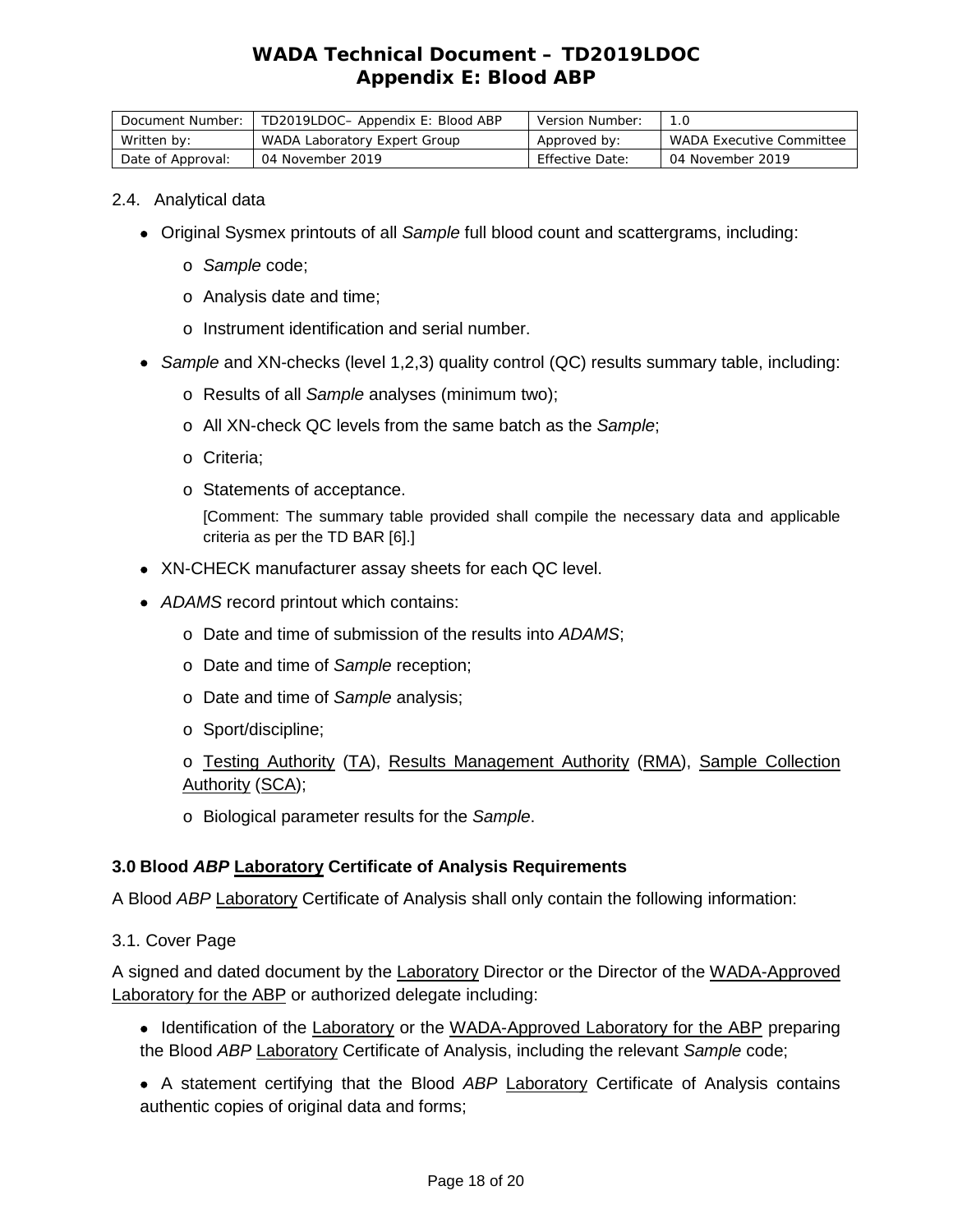2.4. Analytical data

- Original Sysmex printouts of all *Sample* full blood count and scattergrams, including:
  - *Sample* code;
  - Analysis date and time;
  - Instrument identification and serial number.
- *Sample* and XN-checks (level 1,2,3) quality control (QC) results summary table, including:
  - Results of all *Sample* analyses (minimum two);
  - All XN-check QC levels from the same batch as the *Sample*;
  - Criteria;
  - Statements of acceptance.

    [Comment: The summary table provided shall compile the necessary data and applicable criteria as per the TD BAR [6].]
- XN-CHECK manufacturer assay sheets for each QC level.
- *ADAMS* record printout which contains:
  - Date and time of submission of the results into *ADAMS*;
  - Date and time of *Sample* reception;
  - Date and time of *Sample* analysis;
  - Sport/discipline;
  - Testing Authority (TA), Results Management Authority (RMA), Sample Collection Authority (SCA);
  - Biological parameter results for the *Sample*.

### 3.0 Blood *ABP* Laboratory Certificate of Analysis Requirements

A Blood *ABP* Laboratory Certificate of Analysis shall only contain the following information:

3.1. Cover Page

A signed and dated document by the Laboratory Director or the Director of the WADA-Approved Laboratory for the ABP or authorized delegate including:

- Identification of the Laboratory or the WADA-Approved Laboratory for the ABP preparing the Blood *ABP* Laboratory Certificate of Analysis, including the relevant *Sample* code;
- A statement certifying that the Blood *ABP* Laboratory Certificate of Analysis contains authentic copies of original data and forms;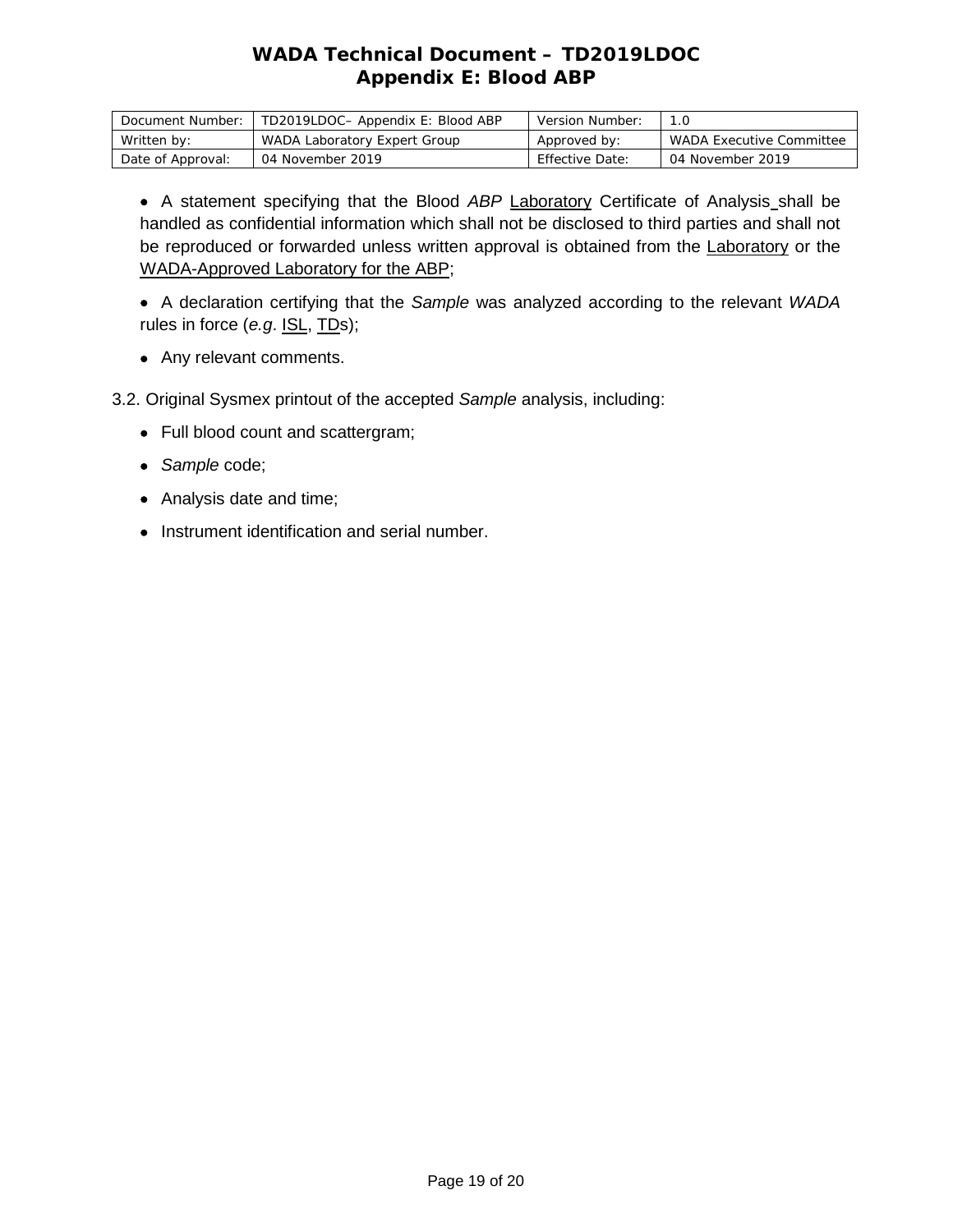- A statement specifying that the Blood *ABP* Laboratory Certificate of Analysis shall be handled as confidential information which shall not be disclosed to third parties and shall not be reproduced or forwarded unless written approval is obtained from the Laboratory or the WADA-Approved Laboratory for the ABP;
- A declaration certifying that the *Sample* was analyzed according to the relevant *WADA* rules in force (*e.g*. ISL, TDs);
- Any relevant comments.

3.2. Original Sysmex printout of the accepted *Sample* analysis, including:

- Full blood count and scattergram;
- *Sample* code;
- Analysis date and time;
- Instrument identification and serial number.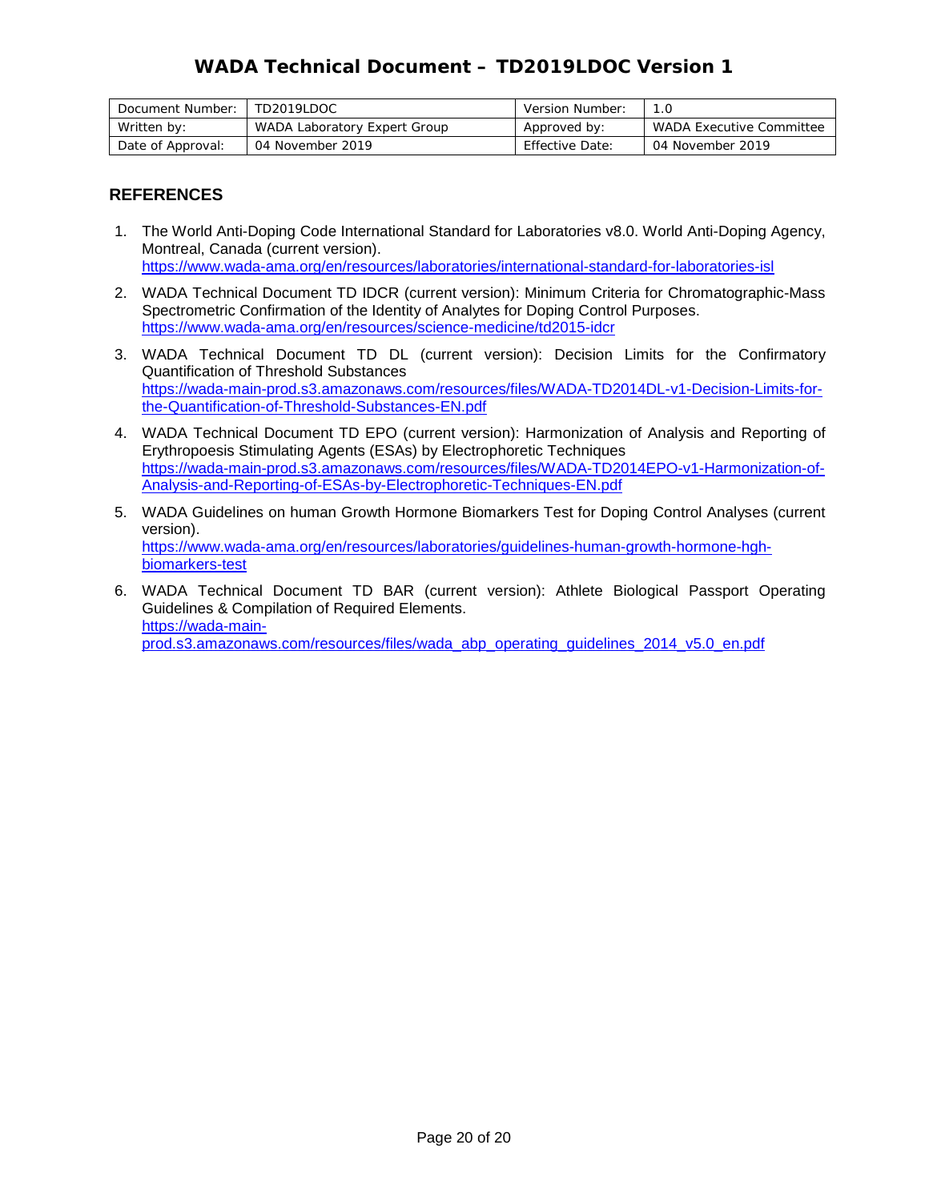## REFERENCES

1. The World Anti-Doping Code International Standard for Laboratories v8.0. World Anti-Doping Agency, Montreal, Canada (current version). https://www.wada-ama.org/en/resources/laboratories/international-standard-for-laboratories-isl

2. WADA Technical Document TD IDCR (current version): Minimum Criteria for Chromatographic-Mass Spectrometric Confirmation of the Identity of Analytes for Doping Control Purposes. https://www.wada-ama.org/en/resources/science-medicine/td2015-idcr

3. WADA Technical Document TD DL (current version): Decision Limits for the Confirmatory Quantification of Threshold Substances https://wada-main-prod.s3.amazonaws.com/resources/files/WADA-TD2014DL-v1-Decision-Limits-for-the-Quantification-of-Threshold-Substances-EN.pdf

4. WADA Technical Document TD EPO (current version): Harmonization of Analysis and Reporting of Erythropoesis Stimulating Agents (ESAs) by Electrophoretic Techniques https://wada-main-prod.s3.amazonaws.com/resources/files/WADA-TD2014EPO-v1-Harmonization-of-Analysis-and-Reporting-of-ESAs-by-Electrophoretic-Techniques-EN.pdf

5. WADA Guidelines on human Growth Hormone Biomarkers Test for Doping Control Analyses (current version). https://www.wada-ama.org/en/resources/laboratories/guidelines-human-growth-hormone-hgh-biomarkers-test

6. WADA Technical Document TD BAR (current version): Athlete Biological Passport Operating Guidelines & Compilation of Required Elements. https://wada-main-prod.s3.amazonaws.com/resources/files/wada_abp_operating_guidelines_2014_v5.0_en.pdf